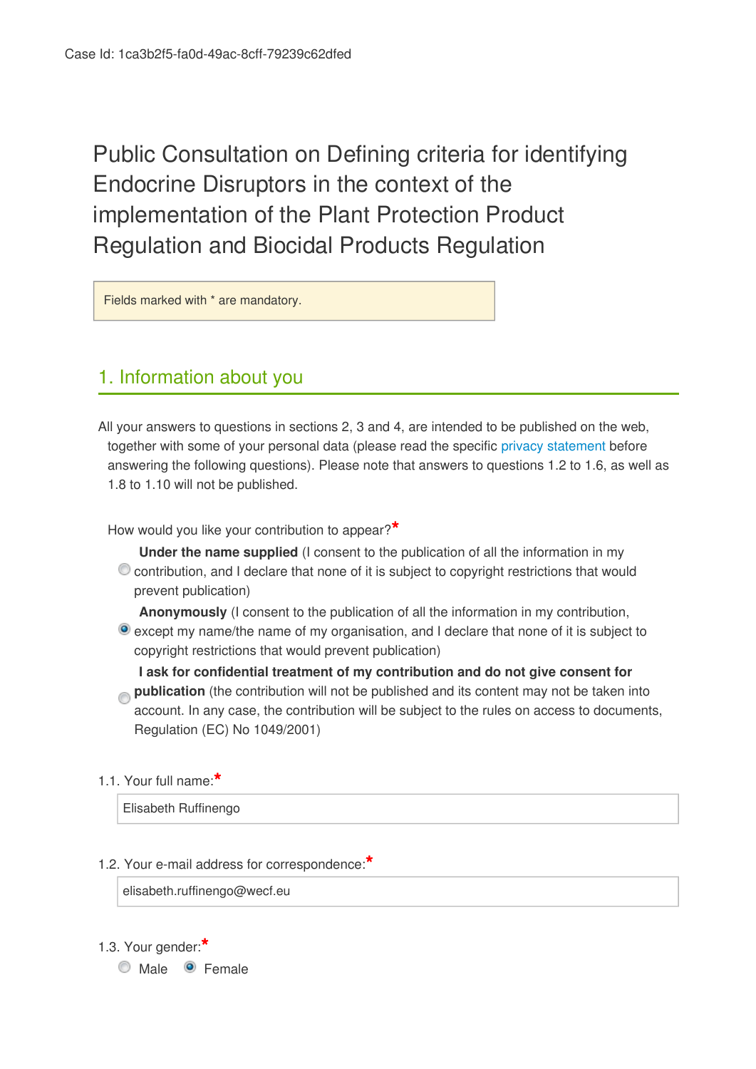Case Id: 1ca3b2f5-fa0d-49ac-8cff-79239c62dfed

# Public Consultation on Defining criteria for identifying Endocrine Disruptors in the context of the implementation of the Plant Protection Product Regulation and Biocidal Products Regulation

Fields marked with * are mandatory.

## 1. Information about you

All your answers to questions in sections 2, 3 and 4, are intended to be published on the web, together with some of your personal data (please read the specific privacy statement before answering the following questions). Please note that answers to questions 1.2 to 1.6, as well as 1.8 to 1.10 will not be published.

How would you like your contribution to appear?*

- ○ **Under the name supplied** (I consent to the publication of all the information in my contribution, and I declare that none of it is subject to copyright restrictions that would prevent publication)
- ● **Anonymously** (I consent to the publication of all the information in my contribution, except my name/the name of my organisation, and I declare that none of it is subject to copyright restrictions that would prevent publication)
- ○ **I ask for confidential treatment of my contribution and do not give consent for publication** (the contribution will not be published and its content may not be taken into account. In any case, the contribution will be subject to the rules on access to documents, Regulation (EC) No 1049/2001)

1.1. Your full name:*

Elisabeth Ruffinengo

1.2. Your e-mail address for correspondence:*

elisabeth.ruffinengo@wecf.eu

1.3. Your gender:*

○ Male ● Female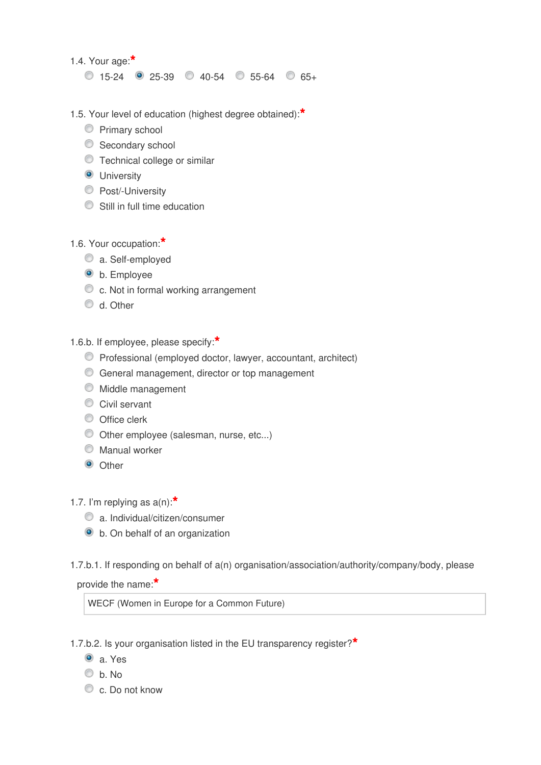1.4. Your age:*

- ( ) 15-24
- (•) 25-39
- ( ) 40-54
- ( ) 55-64
- ( ) 65+

1.5. Your level of education (highest degree obtained):*

- ( ) Primary school
- ( ) Secondary school
- ( ) Technical college or similar
- (•) University
- ( ) Post/-University
- ( ) Still in full time education

1.6. Your occupation:*

- ( ) a. Self-employed
- (•) b. Employee
- ( ) c. Not in formal working arrangement
- ( ) d. Other

1.6.b. If employee, please specify:*

- ( ) Professional (employed doctor, lawyer, accountant, architect)
- ( ) General management, director or top management
- ( ) Middle management
- ( ) Civil servant
- ( ) Office clerk
- ( ) Other employee (salesman, nurse, etc...)
- ( ) Manual worker
- (•) Other

1.7. I'm replying as a(n):*

- ( ) a. Individual/citizen/consumer
- (•) b. On behalf of an organization

1.7.b.1. If responding on behalf of a(n) organisation/association/authority/company/body, please provide the name:*

WECF (Women in Europe for a Common Future)

1.7.b.2. Is your organisation listed in the EU transparency register?*

- (•) a. Yes
- ( ) b. No
- ( ) c. Do not know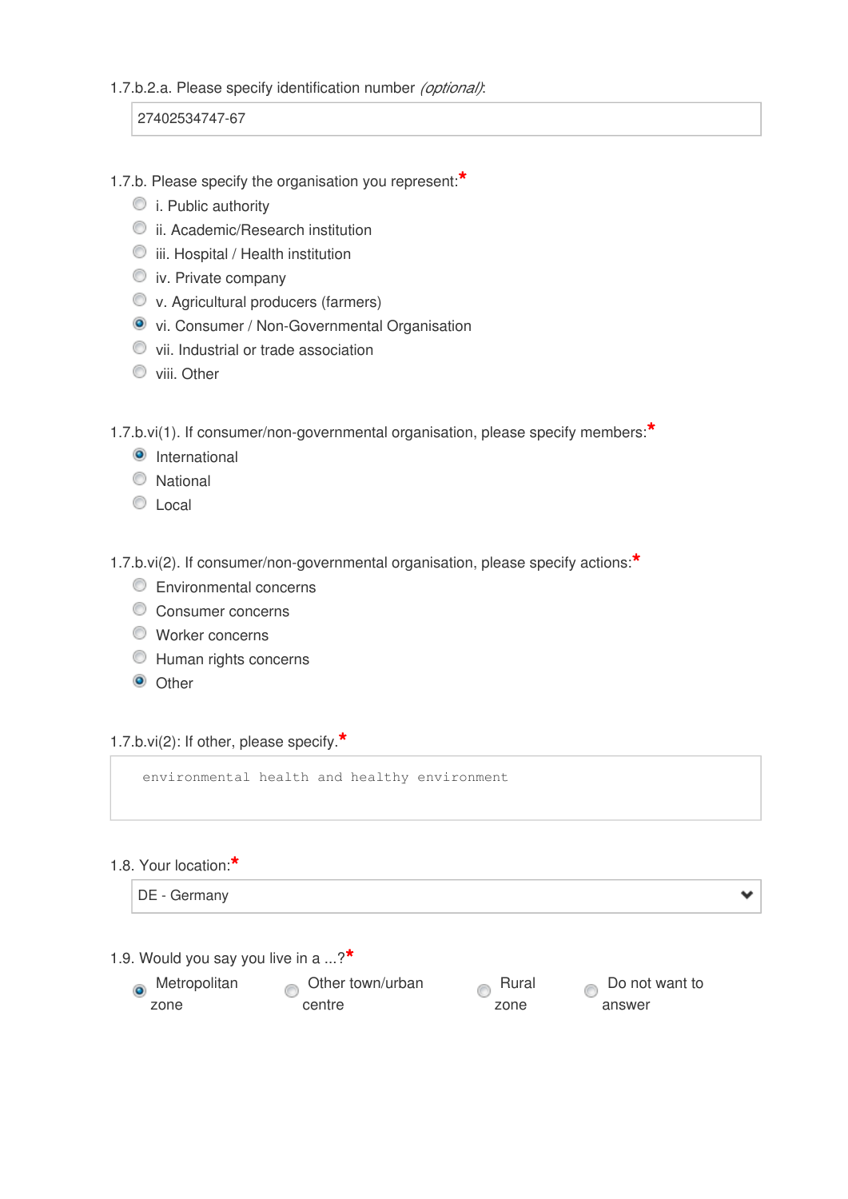1.7.b.2.a. Please specify identification number *(optional)*:

27402534747-67

1.7.b. Please specify the organisation you represent:*

- ( ) i. Public authority
- ( ) ii. Academic/Research institution
- ( ) iii. Hospital / Health institution
- ( ) iv. Private company
- ( ) v. Agricultural producers (farmers)
- (•) vi. Consumer / Non-Governmental Organisation
- ( ) vii. Industrial or trade association
- ( ) viii. Other

1.7.b.vi(1). If consumer/non-governmental organisation, please specify members:*

- (•) International
- ( ) National
- ( ) Local

1.7.b.vi(2). If consumer/non-governmental organisation, please specify actions:*

- ( ) Environmental concerns
- ( ) Consumer concerns
- ( ) Worker concerns
- ( ) Human rights concerns
- (•) Other

1.7.b.vi(2): If other, please specify.*

environmental health and healthy environment

1.8. Your location:*

DE - Germany

1.9. Would you say you live in a ...?*

- (•) Metropolitan zone
- ( ) Other town/urban centre
- ( ) Rural zone
- ( ) Do not want to answer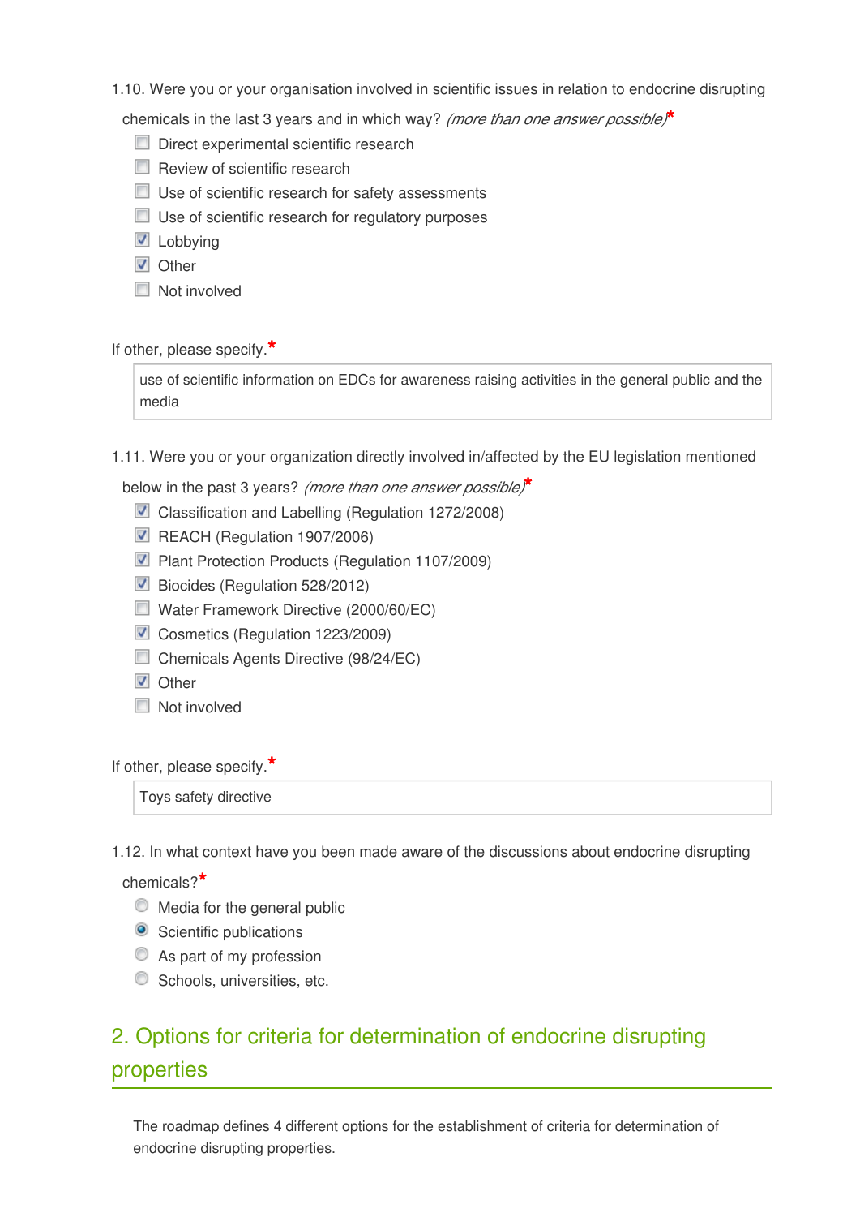1.10. Were you or your organisation involved in scientific issues in relation to endocrine disrupting chemicals in the last 3 years and in which way? *(more than one answer possible)**

- [ ] Direct experimental scientific research
- [ ] Review of scientific research
- [ ] Use of scientific research for safety assessments
- [ ] Use of scientific research for regulatory purposes
- [x] Lobbying
- [x] Other
- [ ] Not involved

If other, please specify.*

use of scientific information on EDCs for awareness raising activities in the general public and the media

1.11. Were you or your organization directly involved in/affected by the EU legislation mentioned below in the past 3 years? *(more than one answer possible)**

- [x] Classification and Labelling (Regulation 1272/2008)
- [x] REACH (Regulation 1907/2006)
- [x] Plant Protection Products (Regulation 1107/2009)
- [x] Biocides (Regulation 528/2012)
- [ ] Water Framework Directive (2000/60/EC)
- [x] Cosmetics (Regulation 1223/2009)
- [ ] Chemicals Agents Directive (98/24/EC)
- [x] Other
- [ ] Not involved

If other, please specify.*

Toys safety directive

1.12. In what context have you been made aware of the discussions about endocrine disrupting chemicals?*

- ( ) Media for the general public
- (•) Scientific publications
- ( ) As part of my profession
- ( ) Schools, universities, etc.

## 2. Options for criteria for determination of endocrine disrupting properties

The roadmap defines 4 different options for the establishment of criteria for determination of endocrine disrupting properties.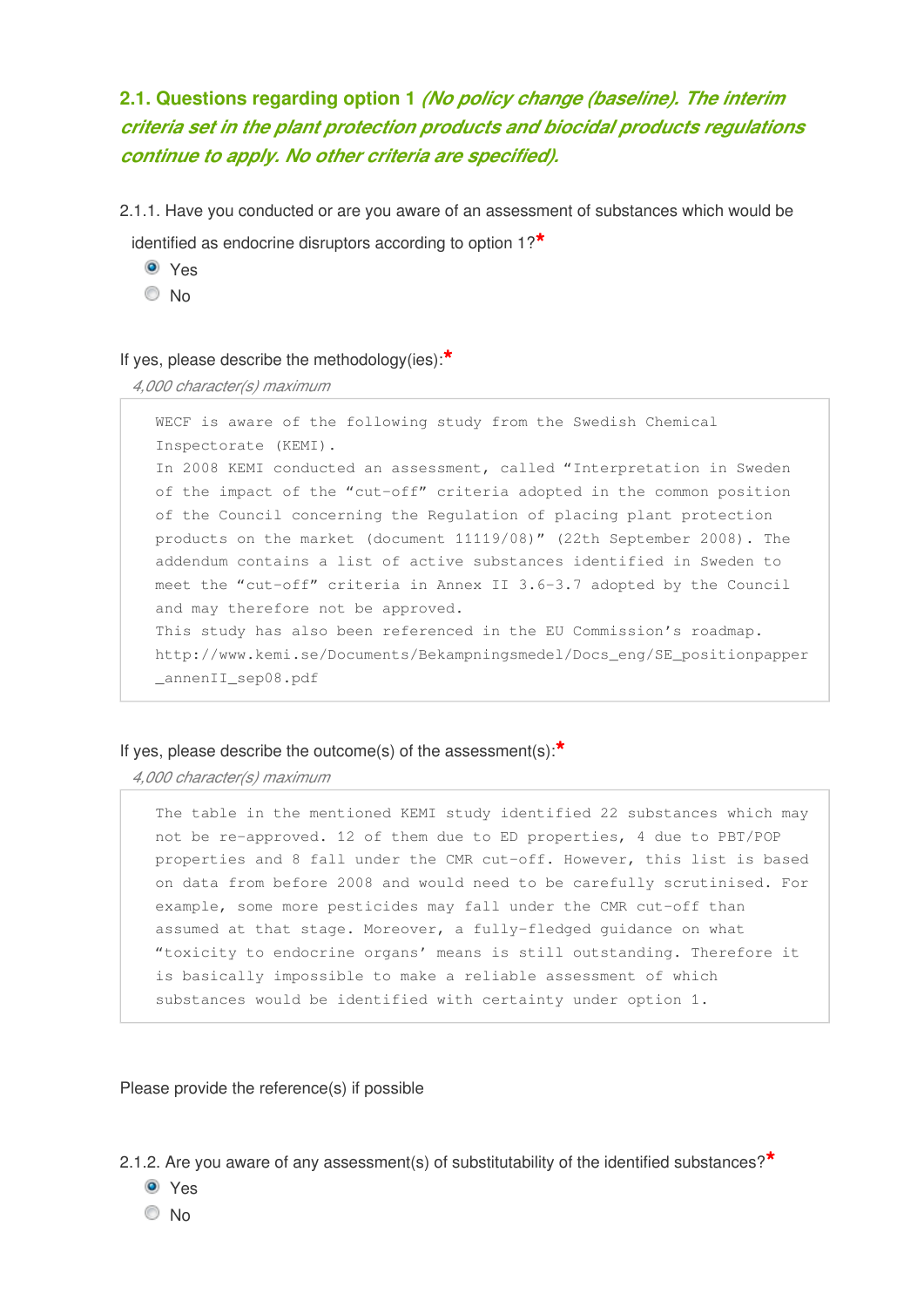## 2.1. Questions regarding option 1 *(No policy change (baseline). The interim criteria set in the plant protection products and biocidal products regulations continue to apply. No other criteria are specified).*

2.1.1. Have you conducted or are you aware of an assessment of substances which would be identified as endocrine disruptors according to option 1?*

- ◉ Yes
- ○ No

If yes, please describe the methodology(ies):*

*4,000 character(s) maximum*

WECF is aware of the following study from the Swedish Chemical Inspectorate (KEMI).
In 2008 KEMI conducted an assessment, called "Interpretation in Sweden of the impact of the "cut-off" criteria adopted in the common position of the Council concerning the Regulation of placing plant protection products on the market (document 11119/08)" (22th September 2008). The addendum contains a list of active substances identified in Sweden to meet the "cut-off" criteria in Annex II 3.6-3.7 adopted by the Council and may therefore not be approved.
This study has also been referenced in the EU Commission's roadmap.
http://www.kemi.se/Documents/Bekampningsmedel/Docs_eng/SE_positionpapper_annenII_sep08.pdf

If yes, please describe the outcome(s) of the assessment(s):*

*4,000 character(s) maximum*

The table in the mentioned KEMI study identified 22 substances which may not be re-approved. 12 of them due to ED properties, 4 due to PBT/POP properties and 8 fall under the CMR cut-off. However, this list is based on data from before 2008 and would need to be carefully scrutinised. For example, some more pesticides may fall under the CMR cut-off than assumed at that stage. Moreover, a fully-fledged guidance on what "toxicity to endocrine organs' means is still outstanding. Therefore it is basically impossible to make a reliable assessment of which substances would be identified with certainty under option 1.

Please provide the reference(s) if possible

2.1.2. Are you aware of any assessment(s) of substitutability of the identified substances?*

- ◉ Yes
- ○ No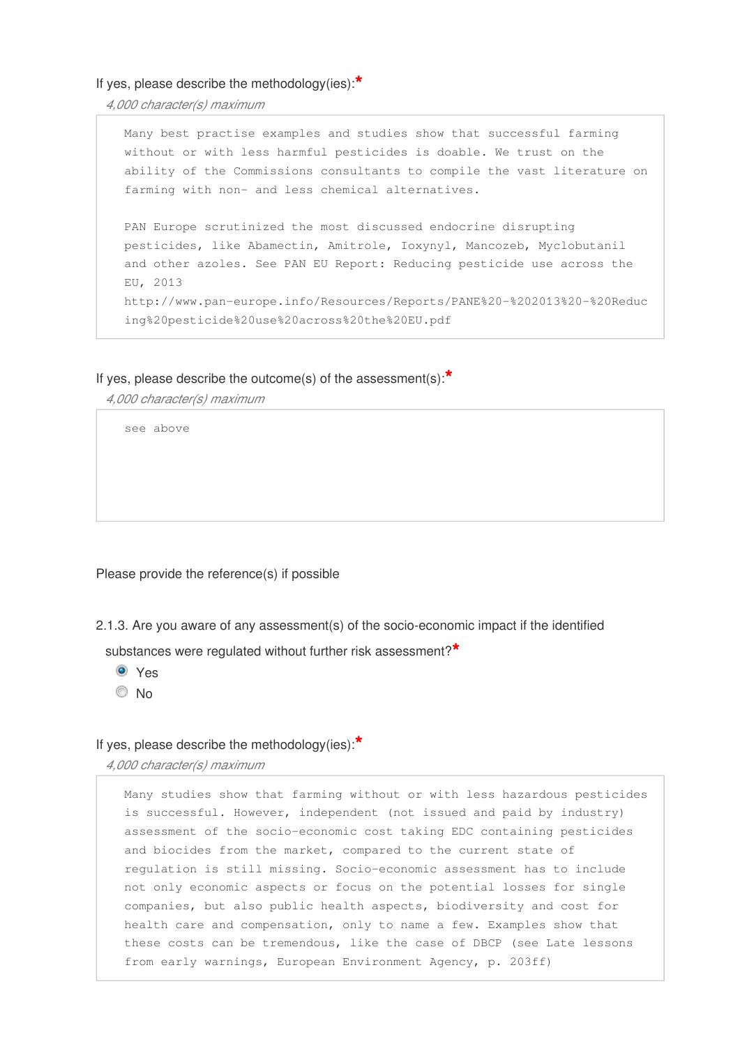If yes, please describe the methodology(ies):*

*4,000 character(s) maximum*

Many best practise examples and studies show that successful farming without or with less harmful pesticides is doable. We trust on the ability of the Commissions consultants to compile the vast literature on farming with non- and less chemical alternatives.

PAN Europe scrutinized the most discussed endocrine disrupting pesticides, like Abamectin, Amitrole, Ioxynyl, Mancozeb, Myclobutanil and other azoles. See PAN EU Report: Reducing pesticide use across the EU, 2013
http://www.pan-europe.info/Resources/Reports/PANE%20-%202013%20-%20Reducing%20pesticide%20use%20across%20the%20EU.pdf

If yes, please describe the outcome(s) of the assessment(s):*

*4,000 character(s) maximum*

see above

Please provide the reference(s) if possible

2.1.3. Are you aware of any assessment(s) of the socio-economic impact if the identified substances were regulated without further risk assessment?*

- [x] Yes
- [ ] No

If yes, please describe the methodology(ies):*

*4,000 character(s) maximum*

Many studies show that farming without or with less hazardous pesticides is successful. However, independent (not issued and paid by industry) assessment of the socio-economic cost taking EDC containing pesticides and biocides from the market, compared to the current state of regulation is still missing. Socio-economic assessment has to include not only economic aspects or focus on the potential losses for single companies, but also public health aspects, biodiversity and cost for health care and compensation, only to name a few. Examples show that these costs can be tremendous, like the case of DBCP (see Late lessons from early warnings, European Environment Agency, p. 203ff)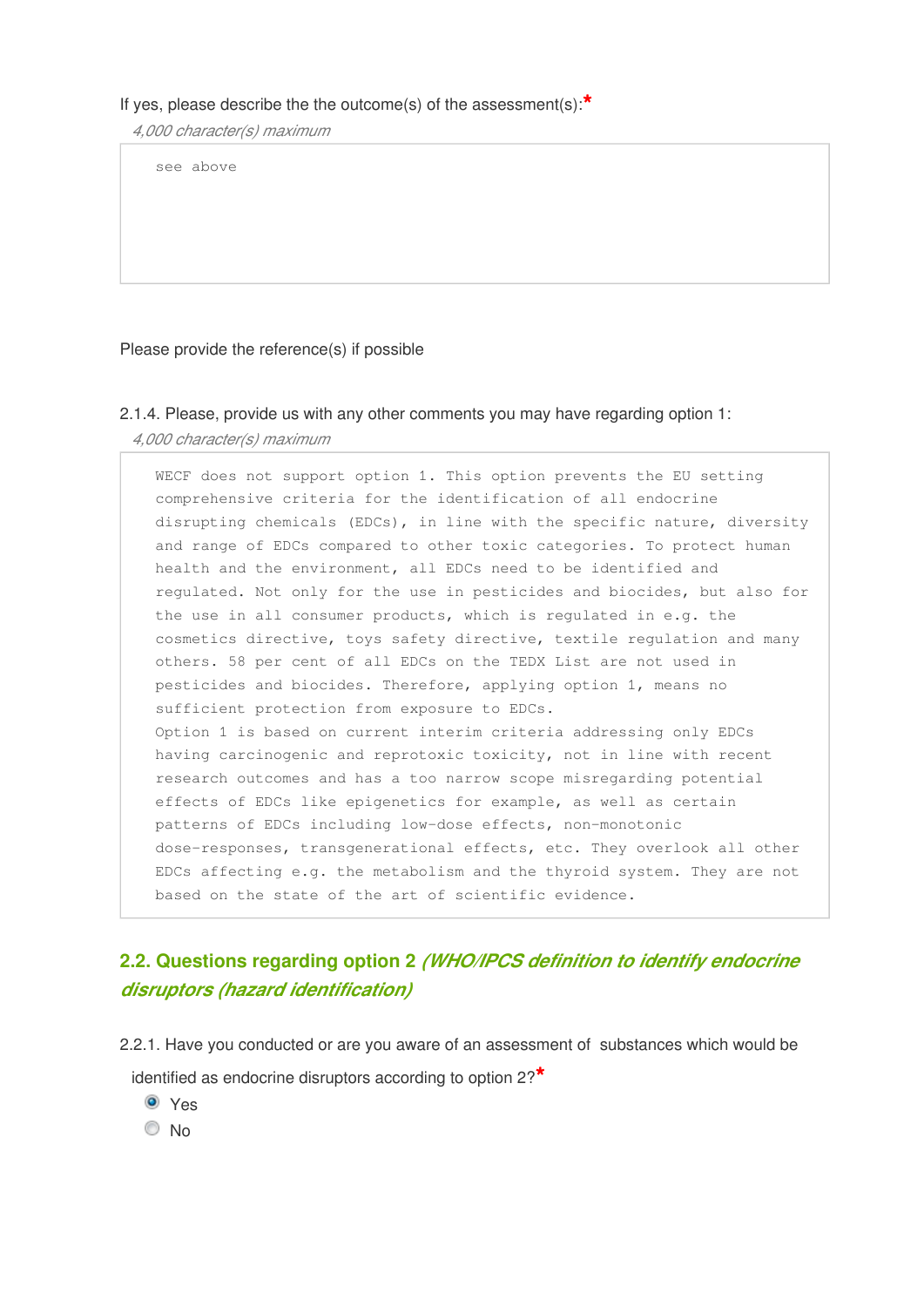If yes, please describe the the outcome(s) of the assessment(s):*

*4,000 character(s) maximum*

see above

Please provide the reference(s) if possible

2.1.4. Please, provide us with any other comments you may have regarding option 1:

*4,000 character(s) maximum*

WECF does not support option 1. This option prevents the EU setting comprehensive criteria for the identification of all endocrine disrupting chemicals (EDCs), in line with the specific nature, diversity and range of EDCs compared to other toxic categories. To protect human health and the environment, all EDCs need to be identified and regulated. Not only for the use in pesticides and biocides, but also for the use in all consumer products, which is regulated in e.g. the cosmetics directive, toys safety directive, textile regulation and many others. 58 per cent of all EDCs on the TEDX List are not used in pesticides and biocides. Therefore, applying option 1, means no sufficient protection from exposure to EDCs.
Option 1 is based on current interim criteria addressing only EDCs having carcinogenic and reprotoxic toxicity, not in line with recent research outcomes and has a too narrow scope misregarding potential effects of EDCs like epigenetics for example, as well as certain patterns of EDCs including low-dose effects, non-monotonic dose-responses, transgenerational effects, etc. They overlook all other EDCs affecting e.g. the metabolism and the thyroid system. They are not based on the state of the art of scientific evidence.

## 2.2. Questions regarding option 2 *(WHO/IPCS definition to identify endocrine disruptors (hazard identification)*

2.2.1. Have you conducted or are you aware of an assessment of substances which would be identified as endocrine disruptors according to option 2?*

- (x) Yes
- ( ) No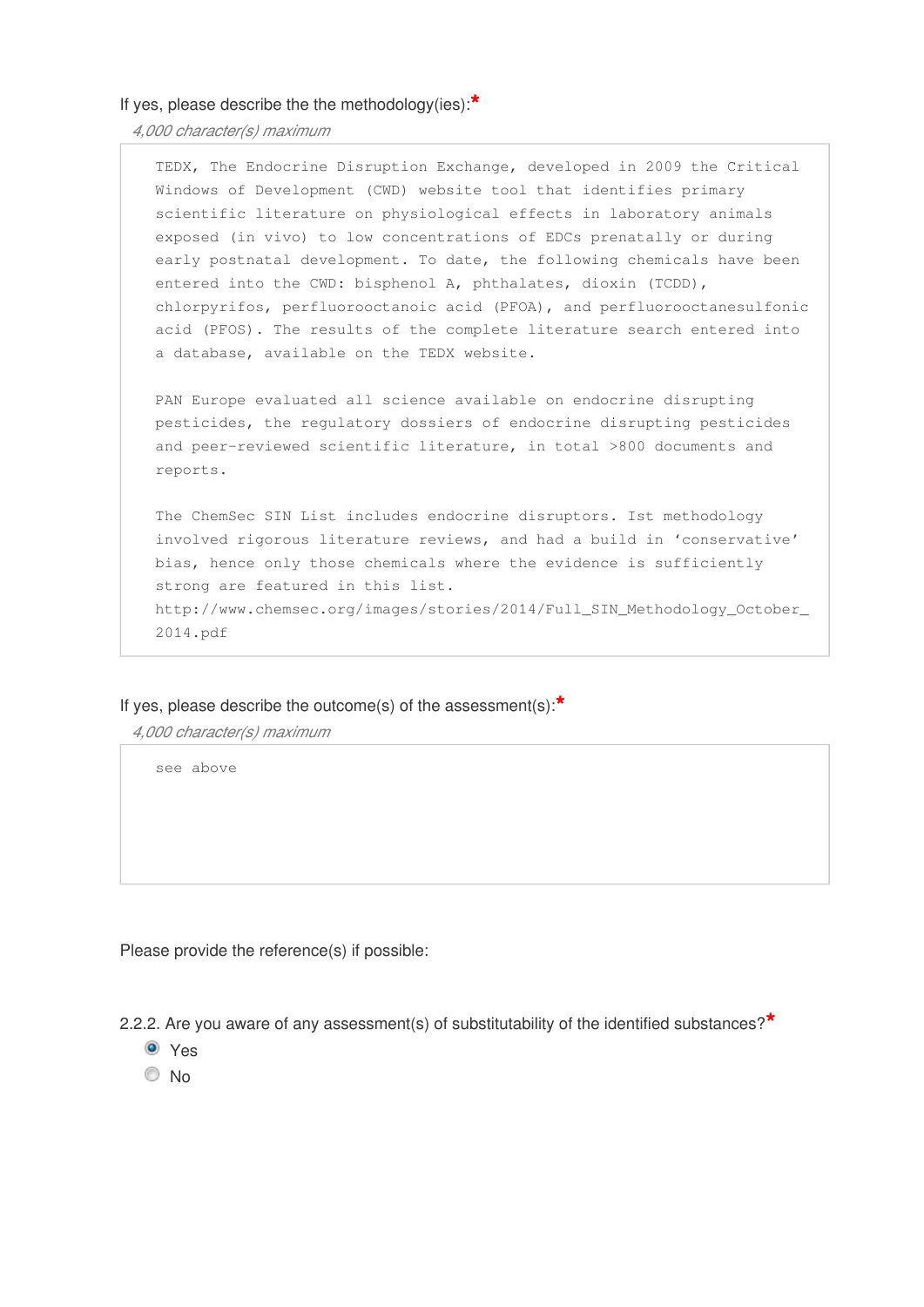If yes, please describe the the methodology(ies):*

*4,000 character(s) maximum*

TEDX, The Endocrine Disruption Exchange, developed in 2009 the Critical Windows of Development (CWD) website tool that identifies primary scientific literature on physiological effects in laboratory animals exposed (in vivo) to low concentrations of EDCs prenatally or during early postnatal development. To date, the following chemicals have been entered into the CWD: bisphenol A, phthalates, dioxin (TCDD), chlorpyrifos, perfluorooctanoic acid (PFOA), and perfluorooctanesulfonic acid (PFOS). The results of the complete literature search entered into a database, available on the TEDX website.

PAN Europe evaluated all science available on endocrine disrupting pesticides, the regulatory dossiers of endocrine disrupting pesticides and peer-reviewed scientific literature, in total >800 documents and reports.

The ChemSec SIN List includes endocrine disruptors. Ist methodology involved rigorous literature reviews, and had a build in 'conservative' bias, hence only those chemicals where the evidence is sufficiently strong are featured in this list.
http://www.chemsec.org/images/stories/2014/Full_SIN_Methodology_October_2014.pdf

If yes, please describe the outcome(s) of the assessment(s):*

*4,000 character(s) maximum*

see above

Please provide the reference(s) if possible:

2.2.2. Are you aware of any assessment(s) of substitutability of the identified substances?*

- (x) Yes
- ( ) No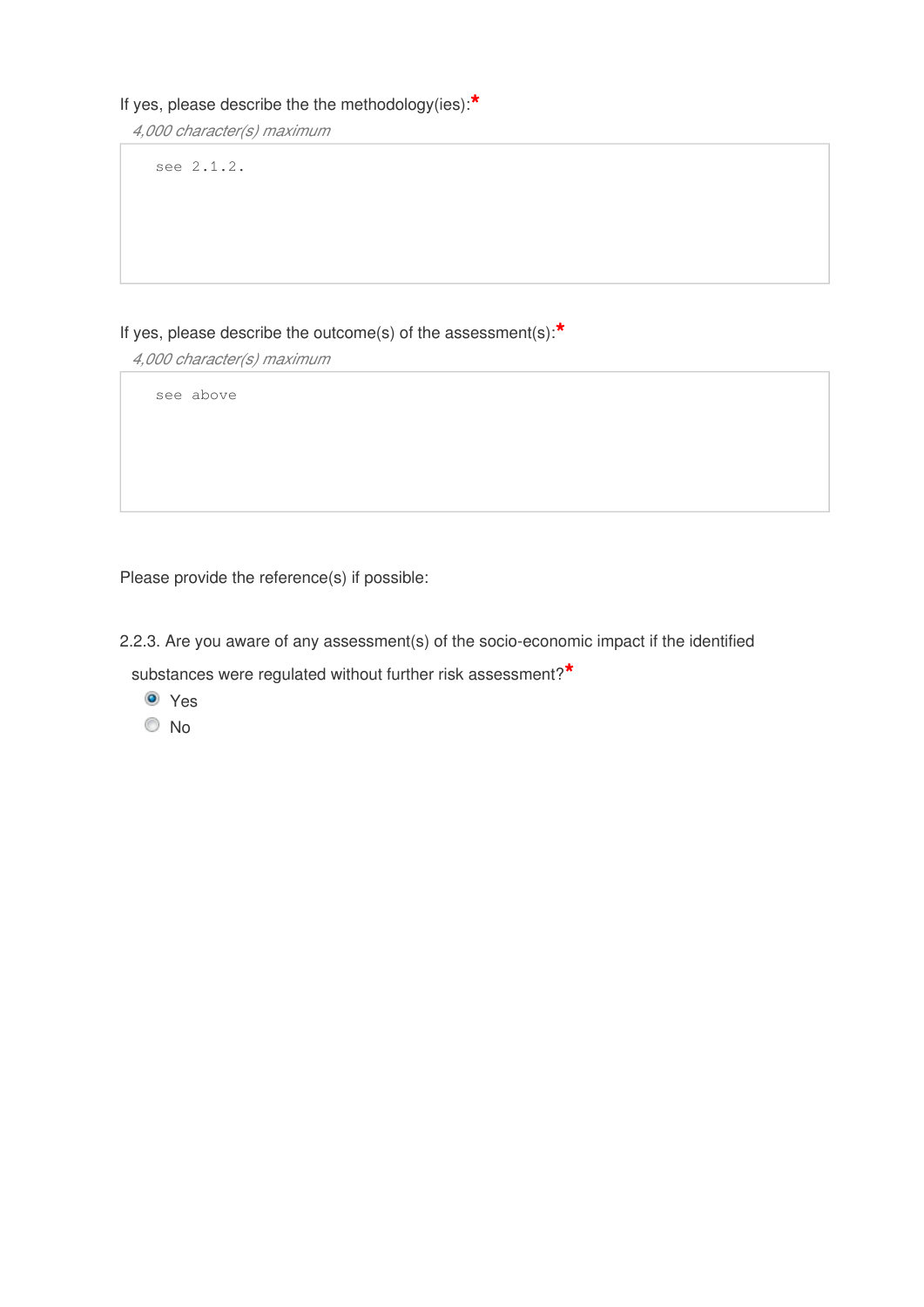If yes, please describe the the methodology(ies):*

*4,000 character(s) maximum*

```
see 2.1.2.
```

If yes, please describe the outcome(s) of the assessment(s):*

*4,000 character(s) maximum*

```
see above
```

Please provide the reference(s) if possible:

2.2.3. Are you aware of any assessment(s) of the socio-economic impact if the identified substances were regulated without further risk assessment?*

- (•) Yes
- ( ) No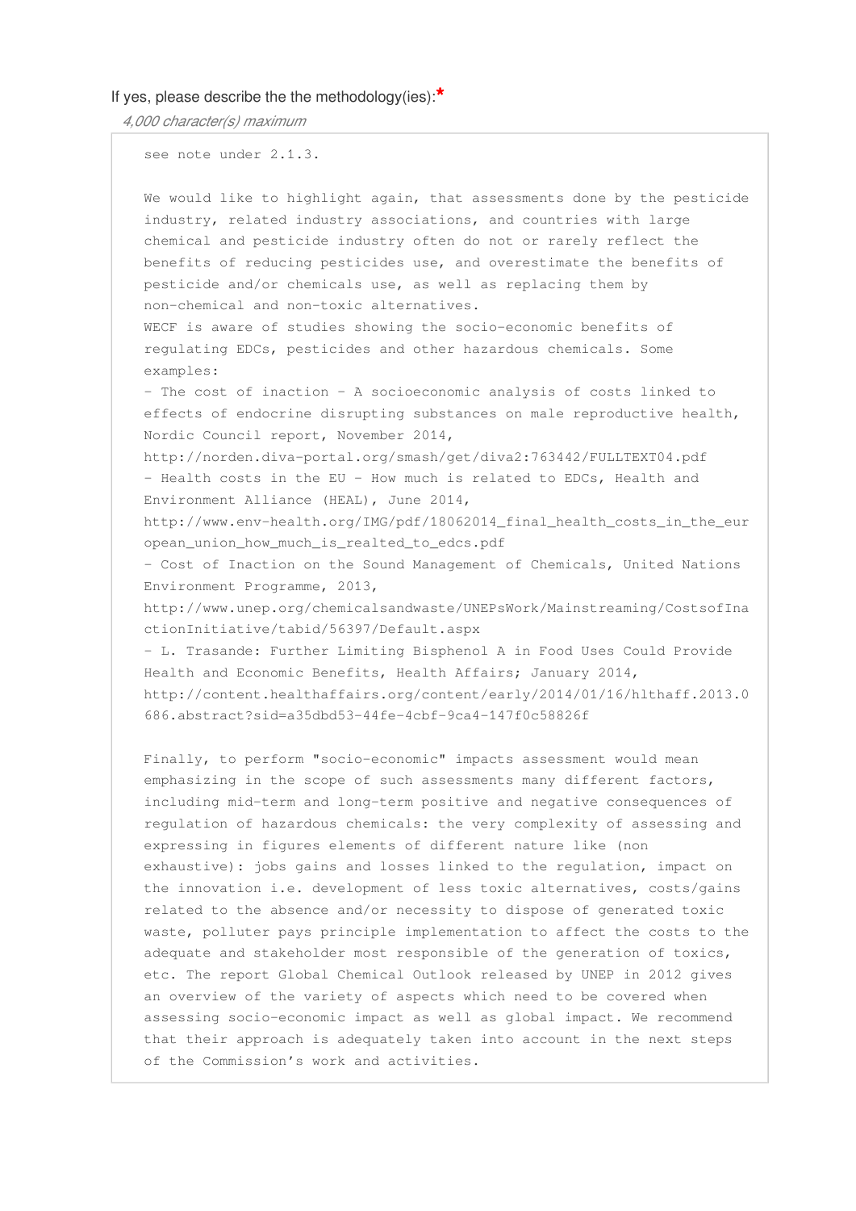If yes, please describe the the methodology(ies):*

*4,000 character(s) maximum*

see note under 2.1.3.

We would like to highlight again, that assessments done by the pesticide industry, related industry associations, and countries with large chemical and pesticide industry often do not or rarely reflect the benefits of reducing pesticides use, and overestimate the benefits of pesticide and/or chemicals use, as well as replacing them by non-chemical and non-toxic alternatives.

WECF is aware of studies showing the socio-economic benefits of regulating EDCs, pesticides and other hazardous chemicals. Some examples:

- The cost of inaction - A socioeconomic analysis of costs linked to effects of endocrine disrupting substances on male reproductive health, Nordic Council report, November 2014, http://norden.diva-portal.org/smash/get/diva2:763442/FULLTEXT04.pdf
- Health costs in the EU - How much is related to EDCs, Health and Environment Alliance (HEAL), June 2014, http://www.env-health.org/IMG/pdf/18062014_final_health_costs_in_the_european_union_how_much_is_realted_to_edcs.pdf
- Cost of Inaction on the Sound Management of Chemicals, United Nations Environment Programme, 2013, http://www.unep.org/chemicalsandwaste/UNEPsWork/Mainstreaming/CostsofInactionInitiative/tabid/56397/Default.aspx
- L. Trasande: Further Limiting Bisphenol A in Food Uses Could Provide Health and Economic Benefits, Health Affairs; January 2014, http://content.healthaffairs.org/content/early/2014/01/16/hlthaff.2013.0686.abstract?sid=a35dbd53-44fe-4cbf-9ca4-147f0c58826f

Finally, to perform "socio-economic" impacts assessment would mean emphasizing in the scope of such assessments many different factors, including mid-term and long-term positive and negative consequences of regulation of hazardous chemicals: the very complexity of assessing and expressing in figures elements of different nature like (non exhaustive): jobs gains and losses linked to the regulation, impact on the innovation i.e. development of less toxic alternatives, costs/gains related to the absence and/or necessity to dispose of generated toxic waste, polluter pays principle implementation to affect the costs to the adequate and stakeholder most responsible of the generation of toxics, etc. The report Global Chemical Outlook released by UNEP in 2012 gives an overview of the variety of aspects which need to be covered when assessing socio-economic impact as well as global impact. We recommend that their approach is adequately taken into account in the next steps of the Commission's work and activities.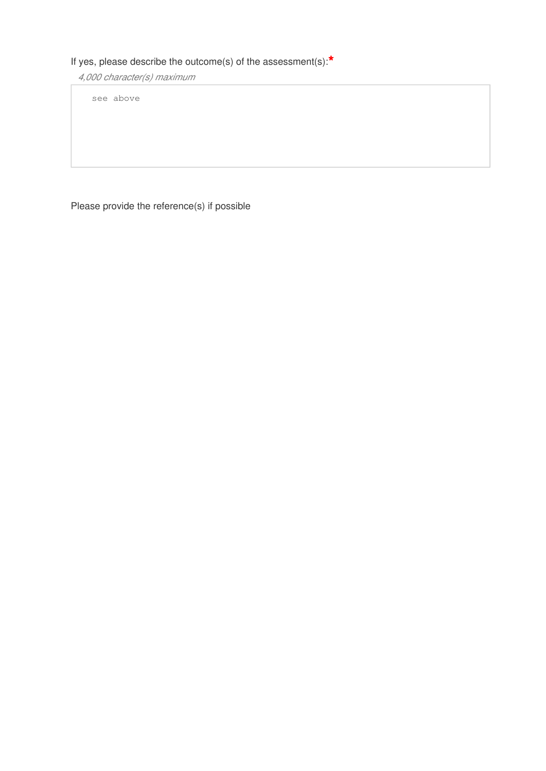If yes, please describe the outcome(s) of the assessment(s):*

*4,000 character(s) maximum*

```
see above
```

Please provide the reference(s) if possible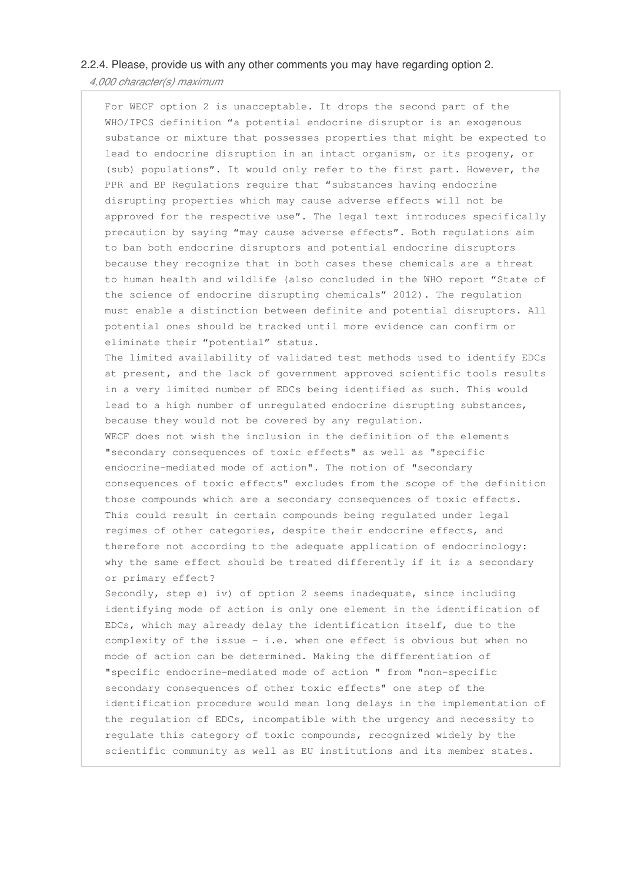2.2.4. Please, provide us with any other comments you may have regarding option 2.

*4,000 character(s) maximum*

For WECF option 2 is unacceptable. It drops the second part of the WHO/IPCS definition "a potential endocrine disruptor is an exogenous substance or mixture that possesses properties that might be expected to lead to endocrine disruption in an intact organism, or its progeny, or (sub) populations". It would only refer to the first part. However, the PPR and BP Regulations require that "substances having endocrine disrupting properties which may cause adverse effects will not be approved for the respective use". The legal text introduces specifically precaution by saying "may cause adverse effects". Both regulations aim to ban both endocrine disruptors and potential endocrine disruptors because they recognize that in both cases these chemicals are a threat to human health and wildlife (also concluded in the WHO report "State of the science of endocrine disrupting chemicals" 2012). The regulation must enable a distinction between definite and potential disruptors. All potential ones should be tracked until more evidence can confirm or eliminate their "potential" status.

The limited availability of validated test methods used to identify EDCs at present, and the lack of government approved scientific tools results in a very limited number of EDCs being identified as such. This would lead to a high number of unregulated endocrine disrupting substances, because they would not be covered by any regulation.

WECF does not wish the inclusion in the definition of the elements "secondary consequences of toxic effects" as well as "specific endocrine-mediated mode of action". The notion of "secondary consequences of toxic effects" excludes from the scope of the definition those compounds which are a secondary consequences of toxic effects. This could result in certain compounds being regulated under legal regimes of other categories, despite their endocrine effects, and therefore not according to the adequate application of endocrinology: why the same effect should be treated differently if it is a secondary or primary effect?

Secondly, step e) iv) of option 2 seems inadequate, since including identifying mode of action is only one element in the identification of EDCs, which may already delay the identification itself, due to the complexity of the issue - i.e. when one effect is obvious but when no mode of action can be determined. Making the differentiation of "specific endocrine-mediated mode of action " from "non-specific secondary consequences of other toxic effects" one step of the identification procedure would mean long delays in the implementation of the regulation of EDCs, incompatible with the urgency and necessity to regulate this category of toxic compounds, recognized widely by the scientific community as well as EU institutions and its member states.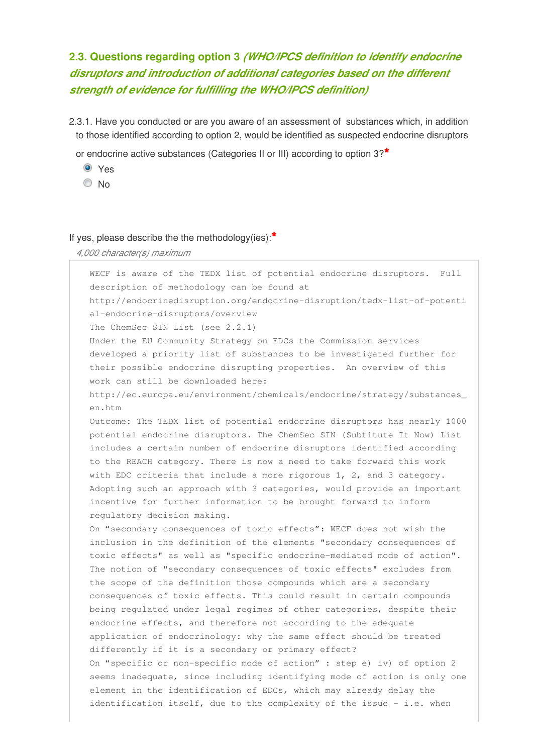## 2.3. Questions regarding option 3 *(WHO/IPCS definition to identify endocrine disruptors and introduction of additional categories based on the different strength of evidence for fulfilling the WHO/IPCS definition)*

2.3.1. Have you conducted or are you aware of an assessment of substances which, in addition to those identified according to option 2, would be identified as suspected endocrine disruptors or endocrine active substances (Categories II or III) according to option 3?*

- (x) Yes
- ( ) No

If yes, please describe the the methodology(ies):*

*4,000 character(s) maximum*

WECF is aware of the TEDX list of potential endocrine disruptors. Full description of methodology can be found at http://endocrinedisruption.org/endocrine-disruption/tedx-list-of-potential-endocrine-disruptors/overview
The ChemSec SIN List (see 2.2.1)
Under the EU Community Strategy on EDCs the Commission services developed a priority list of substances to be investigated further for their possible endocrine disrupting properties. An overview of this work can still be downloaded here: http://ec.europa.eu/environment/chemicals/endocrine/strategy/substances_en.htm
Outcome: The TEDX list of potential endocrine disruptors has nearly 1000 potential endocrine disruptors. The ChemSec SIN (Subtitute It Now) List includes a certain number of endocrine disruptors identified according to the REACH category. There is now a need to take forward this work with EDC criteria that include a more rigorous 1, 2, and 3 category. Adopting such an approach with 3 categories, would provide an important incentive for further information to be brought forward to inform regulatory decision making.
On "secondary consequences of toxic effects": WECF does not wish the inclusion in the definition of the elements "secondary consequences of toxic effects" as well as "specific endocrine-mediated mode of action". The notion of "secondary consequences of toxic effects" excludes from the scope of the definition those compounds which are a secondary consequences of toxic effects. This could result in certain compounds being regulated under legal regimes of other categories, despite their endocrine effects, and therefore not according to the adequate application of endocrinology: why the same effect should be treated differently if it is a secondary or primary effect?
On "specific or non-specific mode of action" : step e) iv) of option 2 seems inadequate, since including identifying mode of action is only one element in the identification of EDCs, which may already delay the identification itself, due to the complexity of the issue - i.e. when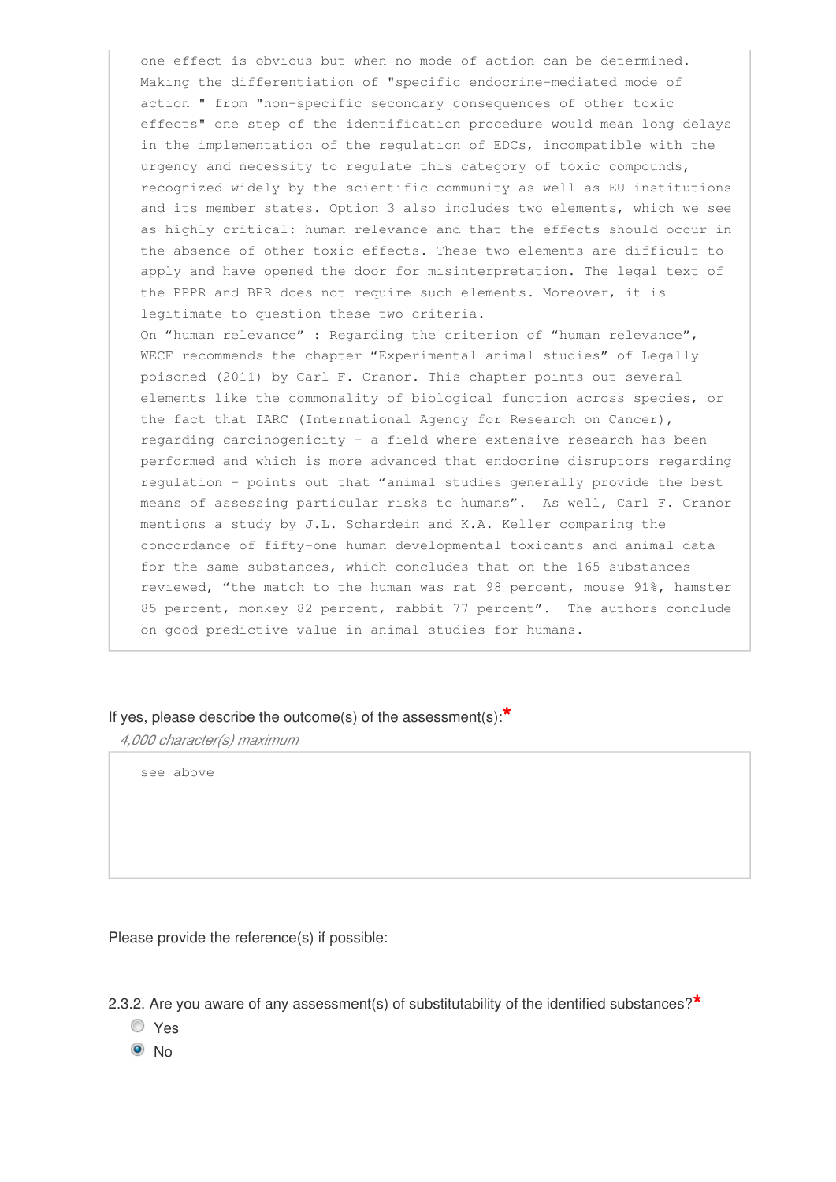one effect is obvious but when no mode of action can be determined. Making the differentiation of "specific endocrine-mediated mode of action " from "non-specific secondary consequences of other toxic effects" one step of the identification procedure would mean long delays in the implementation of the regulation of EDCs, incompatible with the urgency and necessity to regulate this category of toxic compounds, recognized widely by the scientific community as well as EU institutions and its member states. Option 3 also includes two elements, which we see as highly critical: human relevance and that the effects should occur in the absence of other toxic effects. These two elements are difficult to apply and have opened the door for misinterpretation. The legal text of the PPPR and BPR does not require such elements. Moreover, it is legitimate to question these two criteria.

On "human relevance" : Regarding the criterion of "human relevance", WECF recommends the chapter "Experimental animal studies" of Legally poisoned (2011) by Carl F. Cranor. This chapter points out several elements like the commonality of biological function across species, or the fact that IARC (International Agency for Research on Cancer), regarding carcinogenicity - a field where extensive research has been performed and which is more advanced that endocrine disruptors regarding regulation - points out that "animal studies generally provide the best means of assessing particular risks to humans". As well, Carl F. Cranor mentions a study by J.L. Schardein and K.A. Keller comparing the concordance of fifty-one human developmental toxicants and animal data for the same substances, which concludes that on the 165 substances reviewed, "the match to the human was rat 98 percent, mouse 91%, hamster 85 percent, monkey 82 percent, rabbit 77 percent". The authors conclude on good predictive value in animal studies for humans.

If yes, please describe the outcome(s) of the assessment(s):*

*4,000 character(s) maximum*

see above

Please provide the reference(s) if possible:

2.3.2. Are you aware of any assessment(s) of substitutability of the identified substances?*

- ○ Yes
- ◉ No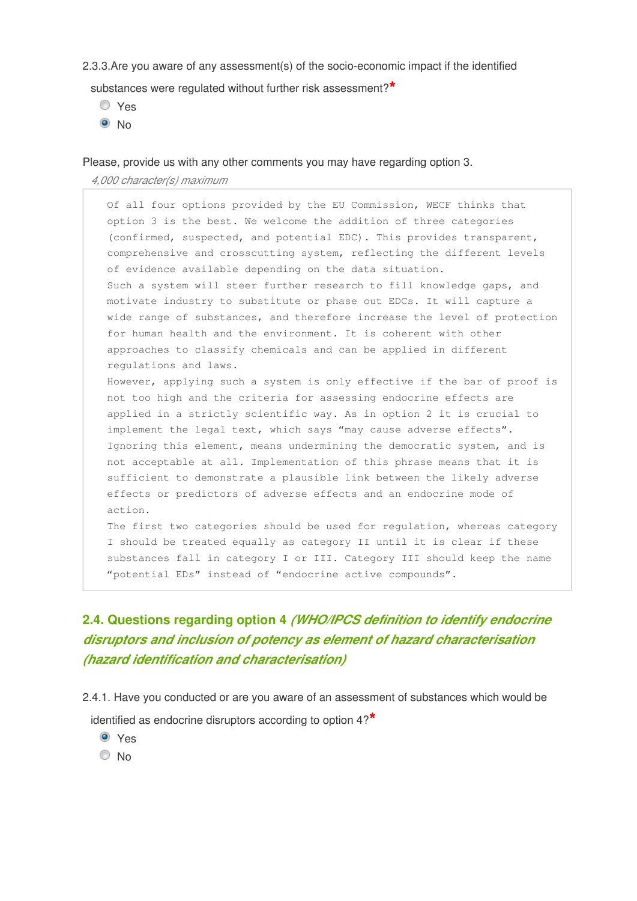2.3.3.Are you aware of any assessment(s) of the socio-economic impact if the identified substances were regulated without further risk assessment?*

- ○ Yes
- ◉ No

Please, provide us with any other comments you may have regarding option 3.

*4,000 character(s) maximum*

Of all four options provided by the EU Commission, WECF thinks that option 3 is the best. We welcome the addition of three categories (confirmed, suspected, and potential EDC). This provides transparent, comprehensive and crosscutting system, reflecting the different levels of evidence available depending on the data situation.
Such a system will steer further research to fill knowledge gaps, and motivate industry to substitute or phase out EDCs. It will capture a wide range of substances, and therefore increase the level of protection for human health and the environment. It is coherent with other approaches to classify chemicals and can be applied in different regulations and laws.
However, applying such a system is only effective if the bar of proof is not too high and the criteria for assessing endocrine effects are applied in a strictly scientific way. As in option 2 it is crucial to implement the legal text, which says “may cause adverse effects”. Ignoring this element, means undermining the democratic system, and is not acceptable at all. Implementation of this phrase means that it is sufficient to demonstrate a plausible link between the likely adverse effects or predictors of adverse effects and an endocrine mode of action.
The first two categories should be used for regulation, whereas category I should be treated equally as category II until it is clear if these substances fall in category I or III. Category III should keep the name “potential EDs” instead of “endocrine active compounds”.

## 2.4. Questions regarding option 4 *(WHO/IPCS definition to identify endocrine disruptors and inclusion of potency as element of hazard characterisation (hazard identification and characterisation)*

2.4.1. Have you conducted or are you aware of an assessment of substances which would be identified as endocrine disruptors according to option 4?*

- ◉ Yes
- ○ No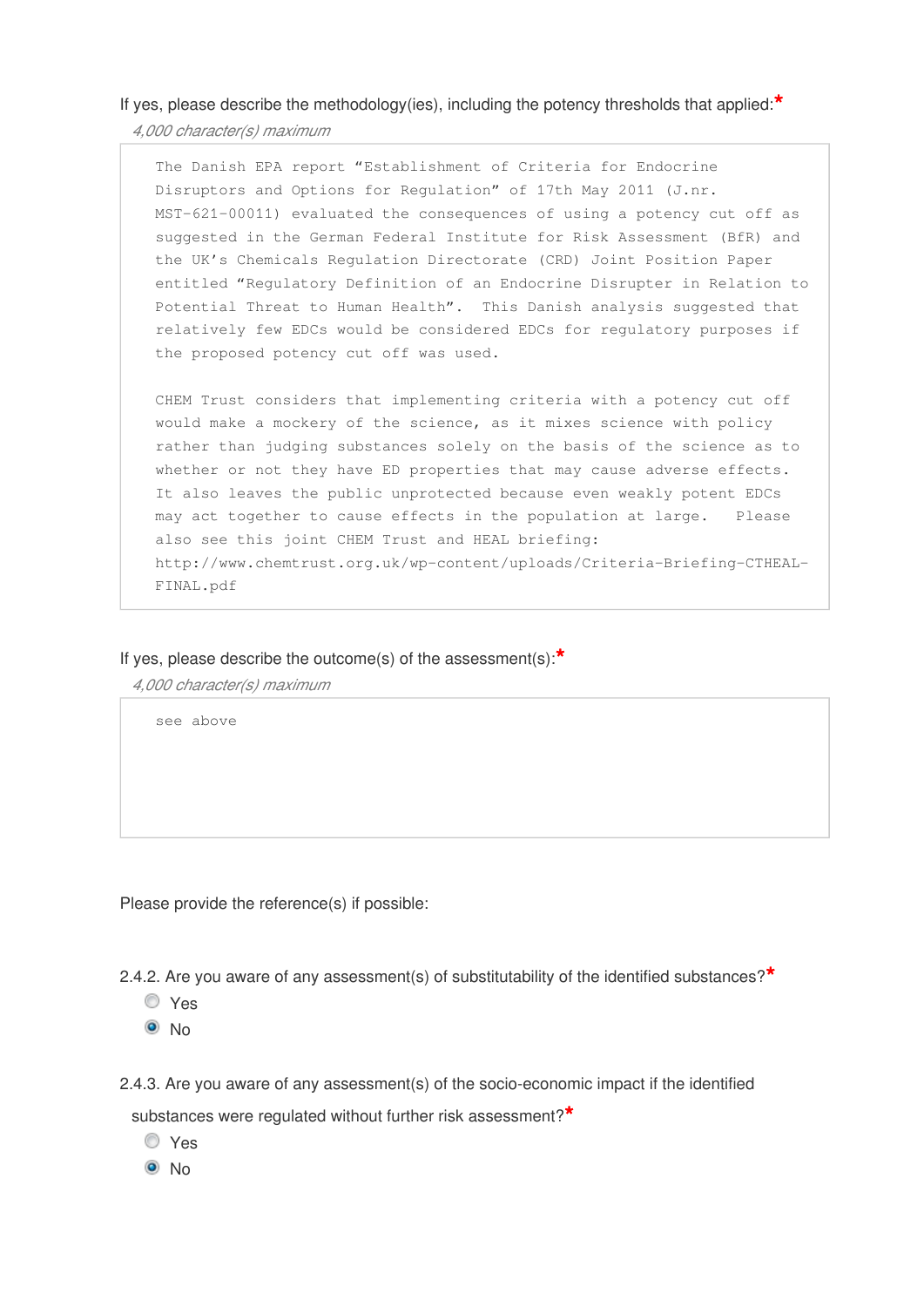If yes, please describe the methodology(ies), including the potency thresholds that applied:*

*4,000 character(s) maximum*

The Danish EPA report "Establishment of Criteria for Endocrine Disruptors and Options for Regulation" of 17th May 2011 (J.nr. MST-621-00011) evaluated the consequences of using a potency cut off as suggested in the German Federal Institute for Risk Assessment (BfR) and the UK's Chemicals Regulation Directorate (CRD) Joint Position Paper entitled "Regulatory Definition of an Endocrine Disrupter in Relation to Potential Threat to Human Health". This Danish analysis suggested that relatively few EDCs would be considered EDCs for regulatory purposes if the proposed potency cut off was used.

CHEM Trust considers that implementing criteria with a potency cut off would make a mockery of the science, as it mixes science with policy rather than judging substances solely on the basis of the science as to whether or not they have ED properties that may cause adverse effects. It also leaves the public unprotected because even weakly potent EDCs may act together to cause effects in the population at large. Please also see this joint CHEM Trust and HEAL briefing: http://www.chemtrust.org.uk/wp-content/uploads/Criteria-Briefing-CTHEAL-FINAL.pdf

If yes, please describe the outcome(s) of the assessment(s):*

*4,000 character(s) maximum*

see above

Please provide the reference(s) if possible:

2.4.2. Are you aware of any assessment(s) of substitutability of the identified substances?*

- ○ Yes
- ● No

2.4.3. Are you aware of any assessment(s) of the socio-economic impact if the identified substances were regulated without further risk assessment?*

- ○ Yes
- ● No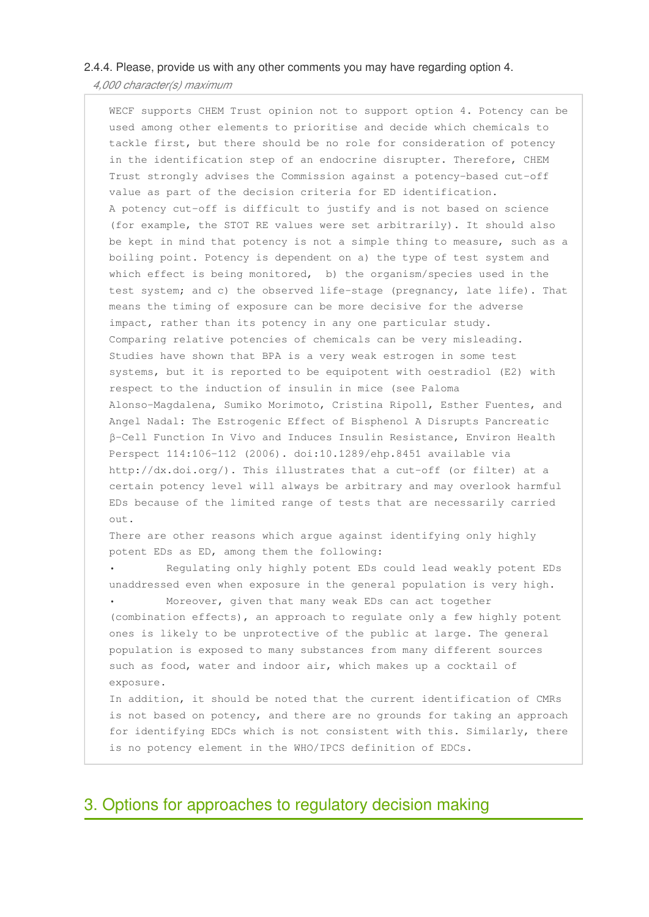2.4.4. Please, provide us with any other comments you may have regarding option 4.

*4,000 character(s) maximum*

WECF supports CHEM Trust opinion not to support option 4. Potency can be used among other elements to prioritise and decide which chemicals to tackle first, but there should be no role for consideration of potency in the identification step of an endocrine disrupter. Therefore, CHEM Trust strongly advises the Commission against a potency-based cut-off value as part of the decision criteria for ED identification.

A potency cut-off is difficult to justify and is not based on science (for example, the STOT RE values were set arbitrarily). It should also be kept in mind that potency is not a simple thing to measure, such as a boiling point. Potency is dependent on a) the type of test system and which effect is being monitored, b) the organism/species used in the test system; and c) the observed life-stage (pregnancy, late life). That means the timing of exposure can be more decisive for the adverse impact, rather than its potency in any one particular study.

Comparing relative potencies of chemicals can be very misleading. Studies have shown that BPA is a very weak estrogen in some test systems, but it is reported to be equipotent with oestradiol (E2) with respect to the induction of insulin in mice (see Paloma Alonso-Magdalena, Sumiko Morimoto, Cristina Ripoll, Esther Fuentes, and Angel Nadal: The Estrogenic Effect of Bisphenol A Disrupts Pancreatic β-Cell Function In Vivo and Induces Insulin Resistance, Environ Health Perspect 114:106-112 (2006). doi:10.1289/ehp.8451 available via http://dx.doi.org/). This illustrates that a cut-off (or filter) at a certain potency level will always be arbitrary and may overlook harmful EDs because of the limited range of tests that are necessarily carried out.

There are other reasons which argue against identifying only highly potent EDs as ED, among them the following:

- Regulating only highly potent EDs could lead weakly potent EDs unaddressed even when exposure in the general population is very high.
- Moreover, given that many weak EDs can act together (combination effects), an approach to regulate only a few highly potent ones is likely to be unprotective of the public at large. The general population is exposed to many substances from many different sources such as food, water and indoor air, which makes up a cocktail of exposure.

In addition, it should be noted that the current identification of CMRs is not based on potency, and there are no grounds for taking an approach for identifying EDCs which is not consistent with this. Similarly, there is no potency element in the WHO/IPCS definition of EDCs.

## 3. Options for approaches to regulatory decision making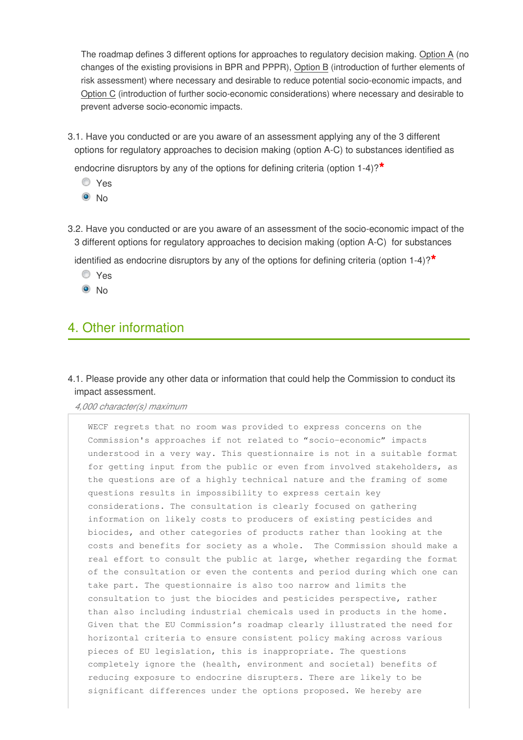The roadmap defines 3 different options for approaches to regulatory decision making. Option A (no changes of the existing provisions in BPR and PPPR), Option B (introduction of further elements of risk assessment) where necessary and desirable to reduce potential socio-economic impacts, and Option C (introduction of further socio-economic considerations) where necessary and desirable to prevent adverse socio-economic impacts.

3.1. Have you conducted or are you aware of an assessment applying any of the 3 different options for regulatory approaches to decision making (option A-C) to substances identified as endocrine disruptors by any of the options for defining criteria (option 1-4)?*

- ○ Yes
- ● No

3.2. Have you conducted or are you aware of an assessment of the socio-economic impact of the 3 different options for regulatory approaches to decision making (option A-C) for substances identified as endocrine disruptors by any of the options for defining criteria (option 1-4)?*

- ○ Yes
- ● No

## 4. Other information

4.1. Please provide any other data or information that could help the Commission to conduct its impact assessment.

*4,000 character(s) maximum*

WECF regrets that no room was provided to express concerns on the Commission's approaches if not related to "socio-economic" impacts understood in a very way. This questionnaire is not in a suitable format for getting input from the public or even from involved stakeholders, as the questions are of a highly technical nature and the framing of some questions results in impossibility to express certain key considerations. The consultation is clearly focused on gathering information on likely costs to producers of existing pesticides and biocides, and other categories of products rather than looking at the costs and benefits for society as a whole. The Commission should make a real effort to consult the public at large, whether regarding the format of the consultation or even the contents and period during which one can take part. The questionnaire is also too narrow and limits the consultation to just the biocides and pesticides perspective, rather than also including industrial chemicals used in products in the home. Given that the EU Commission's roadmap clearly illustrated the need for horizontal criteria to ensure consistent policy making across various pieces of EU legislation, this is inappropriate. The questions completely ignore the (health, environment and societal) benefits of reducing exposure to endocrine disrupters. There are likely to be significant differences under the options proposed. We hereby are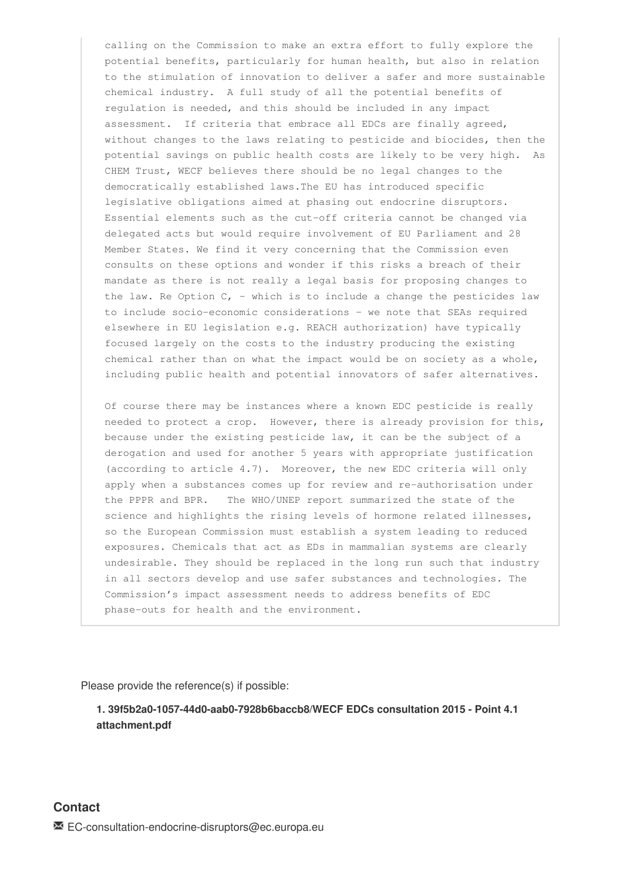calling on the Commission to make an extra effort to fully explore the potential benefits, particularly for human health, but also in relation to the stimulation of innovation to deliver a safer and more sustainable chemical industry. A full study of all the potential benefits of regulation is needed, and this should be included in any impact assessment. If criteria that embrace all EDCs are finally agreed, without changes to the laws relating to pesticide and biocides, then the potential savings on public health costs are likely to be very high. As CHEM Trust, WECF believes there should be no legal changes to the democratically established laws.The EU has introduced specific legislative obligations aimed at phasing out endocrine disruptors. Essential elements such as the cut-off criteria cannot be changed via delegated acts but would require involvement of EU Parliament and 28 Member States. We find it very concerning that the Commission even consults on these options and wonder if this risks a breach of their mandate as there is not really a legal basis for proposing changes to the law. Re Option C, - which is to include a change the pesticides law to include socio-economic considerations - we note that SEAs required elsewhere in EU legislation e.g. REACH authorization) have typically focused largely on the costs to the industry producing the existing chemical rather than on what the impact would be on society as a whole, including public health and potential innovators of safer alternatives.

Of course there may be instances where a known EDC pesticide is really needed to protect a crop. However, there is already provision for this, because under the existing pesticide law, it can be the subject of a derogation and used for another 5 years with appropriate justification (according to article 4.7). Moreover, the new EDC criteria will only apply when a substances comes up for review and re-authorisation under the PPPR and BPR. The WHO/UNEP report summarized the state of the science and highlights the rising levels of hormone related illnesses, so the European Commission must establish a system leading to reduced exposures. Chemicals that act as EDs in mammalian systems are clearly undesirable. They should be replaced in the long run such that industry in all sectors develop and use safer substances and technologies. The Commission's impact assessment needs to address benefits of EDC phase-outs for health and the environment.

Please provide the reference(s) if possible:

**1. 39f5b2a0-1057-44d0-aab0-7928b6baccb8/WECF EDCs consultation 2015 - Point 4.1 attachment.pdf**

## Contact

✉ EC-consultation-endocrine-disruptors@ec.europa.eu